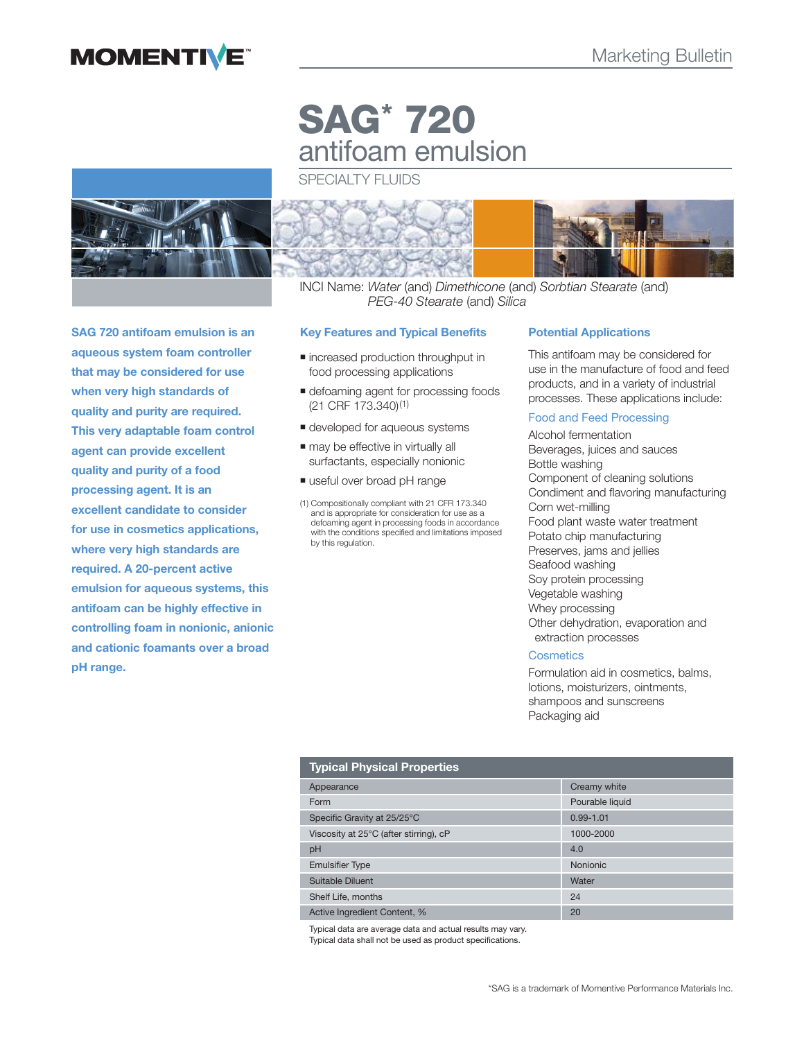MOMENTIVE™

Marketing Bulletin

# SAG* 720
## antifoam emulsion

SPECIALTY FLUIDS

INCI Name: *Water* (and) *Dimethicone* (and) *Sorbtian Stearate* (and) *PEG-40 Stearate* (and) *Silica*

**SAG 720 antifoam emulsion is an aqueous system foam controller that may be considered for use when very high standards of quality and purity are required. This very adaptable foam control agent can provide excellent quality and purity of a food processing agent. It is an excellent candidate to consider for use in cosmetics applications, where very high standards are required. A 20-percent active emulsion for aqueous systems, this antifoam can be highly effective in controlling foam in nonionic, anionic and cationic foamants over a broad pH range.**

### Key Features and Typical Benefits

- increased production throughput in food processing applications
- defoaming agent for processing foods (21 CRF 173.340)[1]
- developed for aqueous systems
- may be effective in virtually all surfactants, especially nonionic
- useful over broad pH range

(1) Compositionally compliant with 21 CFR 173.340 and is appropriate for consideration for use as a defoaming agent in processing foods in accordance with the conditions specified and limitations imposed by this regulation.

### Potential Applications

This antifoam may be considered for use in the manufacture of food and feed products, and in a variety of industrial processes. These applications include:

#### Food and Feed Processing

Alcohol fermentation
Beverages, juices and sauces
Bottle washing
Component of cleaning solutions
Condiment and flavoring manufacturing
Corn wet-milling
Food plant waste water treatment
Potato chip manufacturing
Preserves, jams and jellies
Seafood washing
Soy protein processing
Vegetable washing
Whey processing
Other dehydration, evaporation and extraction processes

#### Cosmetics

Formulation aid in cosmetics, balms, lotions, moisturizers, ointments, shampoos and sunscreens
Packaging aid

| Typical Physical Properties | |
|---|---|
| Appearance | Creamy white |
| Form | Pourable liquid |
| Specific Gravity at 25/25°C | 0.99-1.01 |
| Viscosity at 25°C (after stirring), cP | 1000-2000 |
| pH | 4.0 |
| Emulsifier Type | Nonionic |
| Suitable Diluent | Water |
| Shelf Life, months | 24 |
| Active Ingredient Content, % | 20 |

Typical data are average data and actual results may vary.
Typical data shall not be used as product specifications.

*SAG is a trademark of Momentive Performance Materials Inc.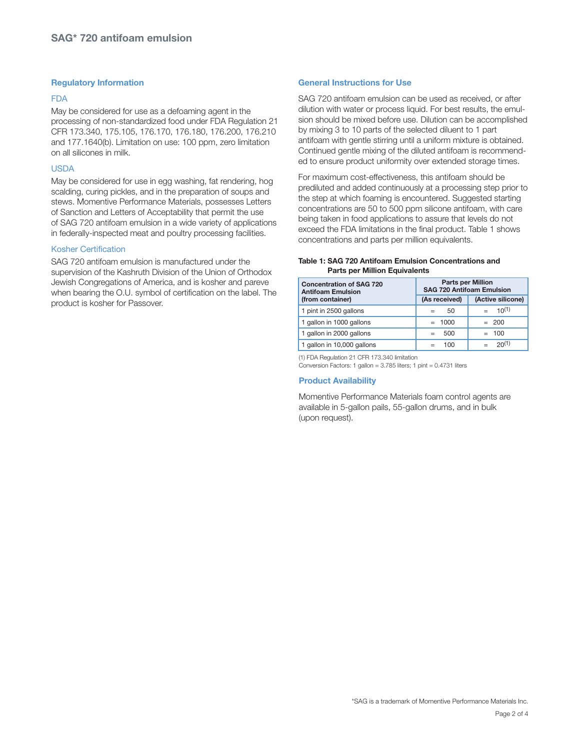## Regulatory Information

### FDA

May be considered for use as a defoaming agent in the processing of non-standardized food under FDA Regulation 21 CFR 173.340, 175.105, 176.170, 176.180, 176.200, 176.210 and 177.1640(b). Limitation on use: 100 ppm, zero limitation on all silicones in milk.

### USDA

May be considered for use in egg washing, fat rendering, hog scalding, curing pickles, and in the preparation of soups and stews. Momentive Performance Materials, possesses Letters of Sanction and Letters of Acceptability that permit the use of SAG 720 antifoam emulsion in a wide variety of applications in federally-inspected meat and poultry processing facilities.

### Kosher Certification

SAG 720 antifoam emulsion is manufactured under the supervision of the Kashruth Division of the Union of Orthodox Jewish Congregations of America, and is kosher and pareve when bearing the O.U. symbol of certification on the label. The product is kosher for Passover.

## General Instructions for Use

SAG 720 antifoam emulsion can be used as received, or after dilution with water or process liquid. For best results, the emulsion should be mixed before use. Dilution can be accomplished by mixing 3 to 10 parts of the selected diluent to 1 part antifoam with gentle stirring until a uniform mixture is obtained. Continued gentle mixing of the diluted antifoam is recommended to ensure product uniformity over extended storage times.

For maximum cost-effectiveness, this antifoam should be prediluted and added continuously at a processing step prior to the step at which foaming is encountered. Suggested starting concentrations are 50 to 500 ppm silicone antifoam, with care being taken in food applications to assure that levels do not exceed the FDA limitations in the final product. Table 1 shows concentrations and parts per million equivalents.

**Table 1: SAG 720 Antifoam Emulsion Concentrations and Parts per Million Equivalents**

| Concentration of SAG 720 Antifoam Emulsion (from container) | Parts per Million SAG 720 Antifoam Emulsion | |
|---|---|---|
| | (As received) | (Active silicone) |
| 1 pint in 2500 gallons | = 50 | = 10[1] |
| 1 gallon in 1000 gallons | = 1000 | = 200 |
| 1 gallon in 2000 gallons | = 500 | = 100 |
| 1 gallon in 10,000 gallons | = 100 | = 20[1] |

(1) FDA Regulation 21 CFR 173.340 limitation
Conversion Factors: 1 gallon = 3.785 liters; 1 pint = 0.4731 liters

## Product Availability

Momentive Performance Materials foam control agents are available in 5-gallon pails, 55-gallon drums, and in bulk (upon request).

*SAG is a trademark of Momentive Performance Materials Inc.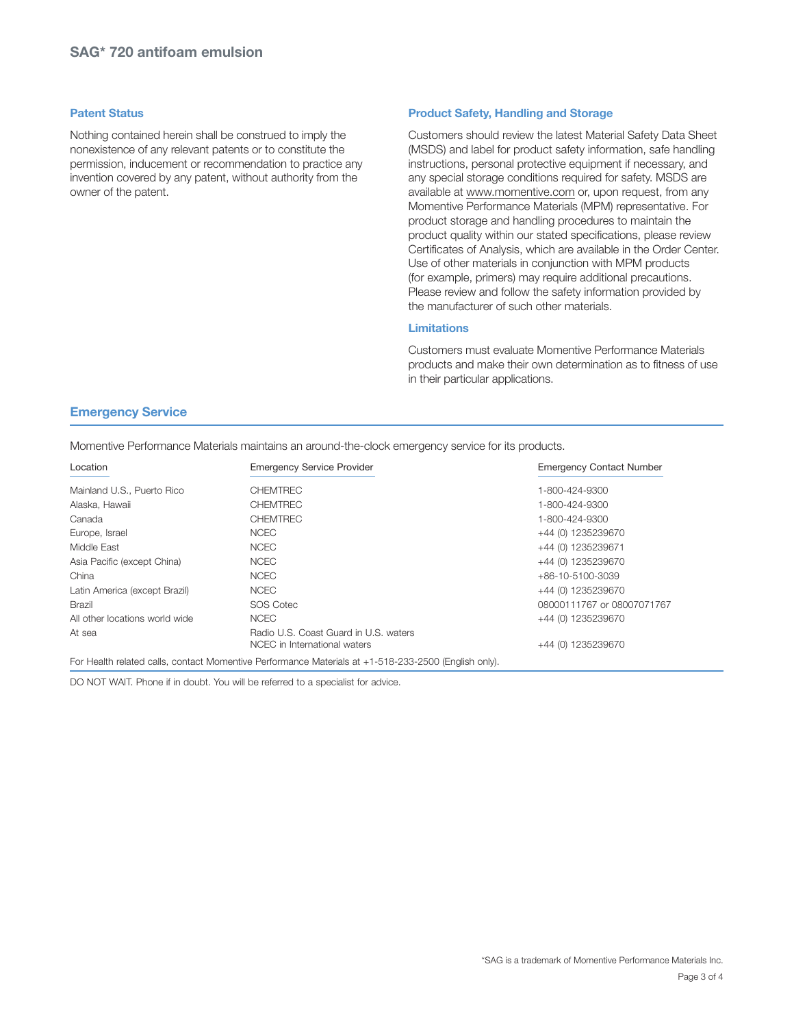## Patent Status

Nothing contained herein shall be construed to imply the nonexistence of any relevant patents or to constitute the permission, inducement or recommendation to practice any invention covered by any patent, without authority from the owner of the patent.

## Product Safety, Handling and Storage

Customers should review the latest Material Safety Data Sheet (MSDS) and label for product safety information, safe handling instructions, personal protective equipment if necessary, and any special storage conditions required for safety. MSDS are available at www.momentive.com or, upon request, from any Momentive Performance Materials (MPM) representative. For product storage and handling procedures to maintain the product quality within our stated specifications, please review Certificates of Analysis, which are available in the Order Center. Use of other materials in conjunction with MPM products (for example, primers) may require additional precautions. Please review and follow the safety information provided by the manufacturer of such other materials.

## Limitations

Customers must evaluate Momentive Performance Materials products and make their own determination as to fitness of use in their particular applications.

## Emergency Service

Momentive Performance Materials maintains an around-the-clock emergency service for its products.

| Location | Emergency Service Provider | Emergency Contact Number |
|---|---|---|
| Mainland U.S., Puerto Rico | CHEMTREC | 1-800-424-9300 |
| Alaska, Hawaii | CHEMTREC | 1-800-424-9300 |
| Canada | CHEMTREC | 1-800-424-9300 |
| Europe, Israel | NCEC | +44 (0) 1235239670 |
| Middle East | NCEC | +44 (0) 1235239671 |
| Asia Pacific (except China) | NCEC | +44 (0) 1235239670 |
| China | NCEC | +86-10-5100-3039 |
| Latin America (except Brazil) | NCEC | +44 (0) 1235239670 |
| Brazil | SOS Cotec | 08000111767 or 08007071767 |
| All other locations world wide | NCEC | +44 (0) 1235239670 |
| At sea | Radio U.S. Coast Guard in U.S. waters<br>NCEC in International waters | +44 (0) 1235239670 |

For Health related calls, contact Momentive Performance Materials at +1-518-233-2500 (English only).

DO NOT WAIT. Phone if in doubt. You will be referred to a specialist for advice.

*SAG is a trademark of Momentive Performance Materials Inc.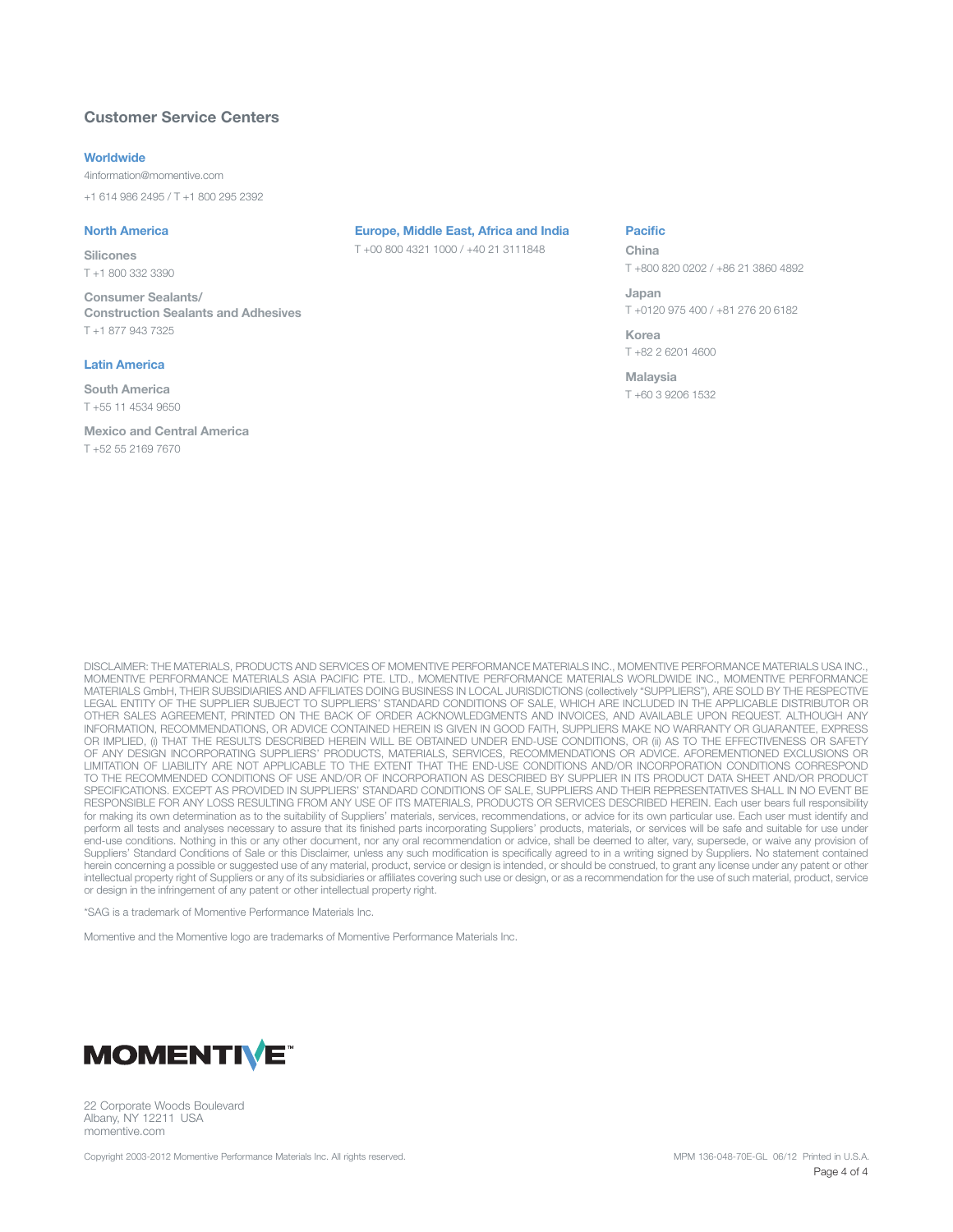## Customer Service Centers

### Worldwide

4information@momentive.com

+1 614 986 2495 / T +1 800 295 2392

### North America

**Silicones**
T +1 800 332 3390

**Consumer Sealants/**
**Construction Sealants and Adhesives**
T +1 877 943 7325

### Latin America

**South America**
T +55 11 4534 9650

**Mexico and Central America**
T +52 55 2169 7670

### Europe, Middle East, Africa and India

T +00 800 4321 1000 / +40 21 3111848

### Pacific

**China**
T +800 820 0202 / +86 21 3860 4892

**Japan**
T +0120 975 400 / +81 276 20 6182

**Korea**
T +82 2 6201 4600

**Malaysia**
T +60 3 9206 1532

DISCLAIMER: THE MATERIALS, PRODUCTS AND SERVICES OF MOMENTIVE PERFORMANCE MATERIALS INC., MOMENTIVE PERFORMANCE MATERIALS USA INC., MOMENTIVE PERFORMANCE MATERIALS ASIA PACIFIC PTE. LTD., MOMENTIVE PERFORMANCE MATERIALS WORLDWIDE INC., MOMENTIVE PERFORMANCE MATERIALS GmbH, THEIR SUBSIDIARIES AND AFFILIATES DOING BUSINESS IN LOCAL JURISDICTIONS (collectively "SUPPLIERS"), ARE SOLD BY THE RESPECTIVE LEGAL ENTITY OF THE SUPPLIER SUBJECT TO SUPPLIERS' STANDARD CONDITIONS OF SALE, WHICH ARE INCLUDED IN THE APPLICABLE DISTRIBUTOR OR OTHER SALES AGREEMENT, PRINTED ON THE BACK OF ORDER ACKNOWLEDGMENTS AND INVOICES, AND AVAILABLE UPON REQUEST. ALTHOUGH ANY INFORMATION, RECOMMENDATIONS, OR ADVICE CONTAINED HEREIN IS GIVEN IN GOOD FAITH, SUPPLIERS MAKE NO WARRANTY OR GUARANTEE, EXPRESS OR IMPLIED, (i) THAT THE RESULTS DESCRIBED HEREIN WILL BE OBTAINED UNDER END-USE CONDITIONS, OR (ii) AS TO THE EFFECTIVENESS OR SAFETY OF ANY DESIGN INCORPORATING SUPPLIERS' PRODUCTS, MATERIALS, SERVICES, RECOMMENDATIONS OR ADVICE. AFOREMENTIONED EXCLUSIONS OR LIMITATION OF LIABILITY ARE NOT APPLICABLE TO THE EXTENT THAT THE END-USE CONDITIONS AND/OR INCORPORATION CONDITIONS CORRESPOND TO THE RECOMMENDED CONDITIONS OF USE AND/OR OF INCORPORATION AS DESCRIBED BY SUPPLIER IN ITS PRODUCT DATA SHEET AND/OR PRODUCT SPECIFICATIONS. EXCEPT AS PROVIDED IN SUPPLIERS' STANDARD CONDITIONS OF SALE, SUPPLIERS AND THEIR REPRESENTATIVES SHALL IN NO EVENT BE RESPONSIBLE FOR ANY LOSS RESULTING FROM ANY USE OF ITS MATERIALS, PRODUCTS OR SERVICES DESCRIBED HEREIN. Each user bears full responsibility for making its own determination as to the suitability of Suppliers' materials, services, recommendations, or advice for its own particular use. Each user must identify and perform all tests and analyses necessary to assure that its finished parts incorporating Suppliers' products, materials, or services will be safe and suitable for use under end-use conditions. Nothing in this or any other document, nor any oral recommendation or advice, shall be deemed to alter, vary, supersede, or waive any provision of Suppliers' Standard Conditions of Sale or this Disclaimer, unless any such modification is specifically agreed to in a writing signed by Suppliers. No statement contained herein concerning a possible or suggested use of any material, product, service or design is intended, or should be construed, to grant any license under any patent or other intellectual property right of Suppliers or any of its subsidiaries or affiliates covering such use or design, or as a recommendation for the use of such material, product, service or design in the infringement of any patent or other intellectual property right.

*SAG is a trademark of Momentive Performance Materials Inc.

Momentive and the Momentive logo are trademarks of Momentive Performance Materials Inc.

MOMENTIVE™

22 Corporate Woods Boulevard
Albany, NY 12211 USA
momentive.com

Copyright 2003-2012 Momentive Performance Materials Inc. All rights reserved.

MPM 136-048-70E-GL 06/12 Printed in U.S.A.